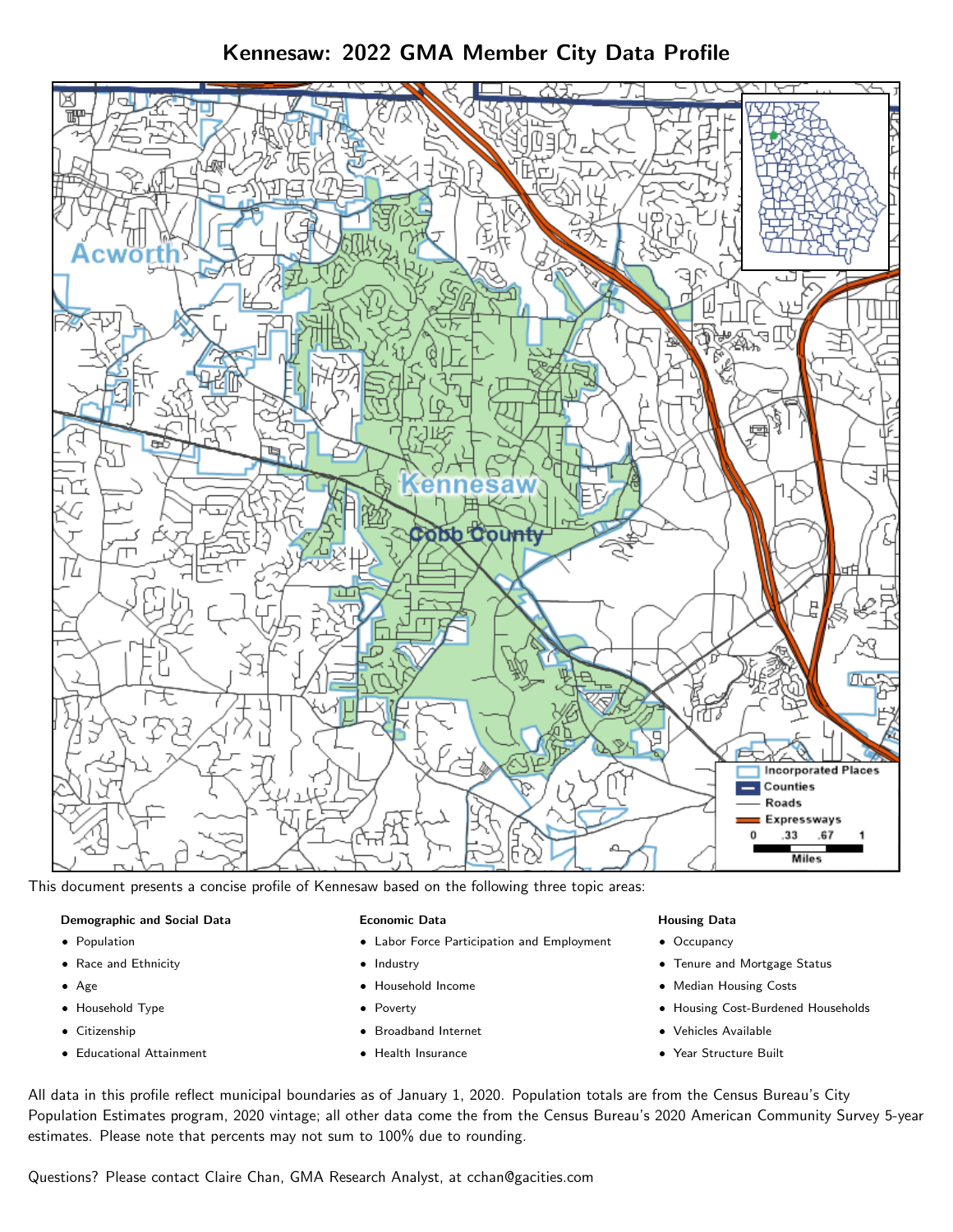# Kennesaw: 2022 GMA Member City Data Profile

Acworth

Kennesaw

Cobb County

Incorporated Places
Counties
Roads
Expressways
0 .33 .67 1
Miles

This document presents a concise profile of Kennesaw based on the following three topic areas:

**Demographic and Social Data**

- Population
- Race and Ethnicity
- Age
- Household Type
- Citizenship
- Educational Attainment

**Economic Data**

- Labor Force Participation and Employment
- Industry
- Household Income
- Poverty
- Broadband Internet
- Health Insurance

**Housing Data**

- Occupancy
- Tenure and Mortgage Status
- Median Housing Costs
- Housing Cost-Burdened Households
- Vehicles Available
- Year Structure Built

All data in this profile reflect municipal boundaries as of January 1, 2020. Population totals are from the Census Bureau's City Population Estimates program, 2020 vintage; all other data come the from the Census Bureau's 2020 American Community Survey 5-year estimates. Please note that percents may not sum to 100% due to rounding.

Questions? Please contact Claire Chan, GMA Research Analyst, at cchan@gacities.com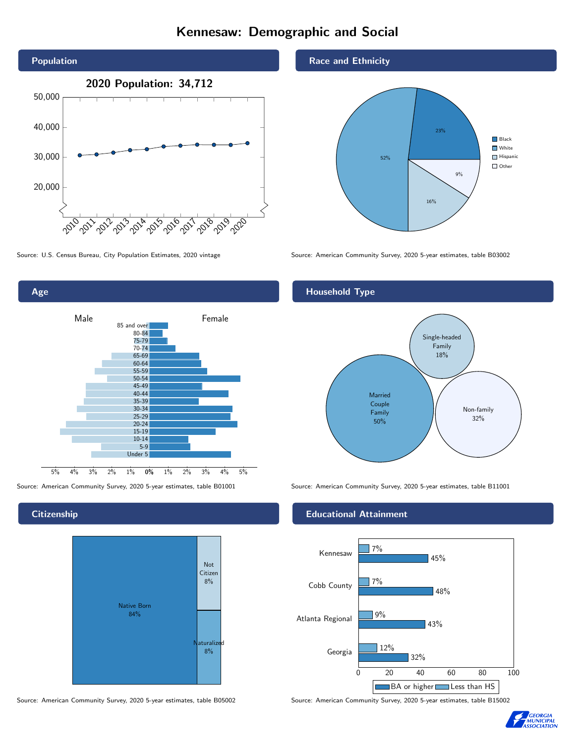# Kennesaw: Demographic and Social

## Population

2020 Population: 34,712

50,000
40,000
30,000
20,000

2010 2011 2012 2013 2014 2015 2016 2017 2018 2019 2020

Source: U.S. Census Bureau, City Population Estimates, 2020 vintage

## Race and Ethnicity

23%
52%
9%
16%

Black
White
Hispanic
Other

Source: American Community Survey, 2020 5-year estimates, table B03002

## Age

Male
Female

85 and over
80-84
75-79
70-74
65-69
60-64
55-59
50-54
45-49
40-44
35-39
30-34
25-29
20-24
15-19
10-14
5-9
Under 5

5% 4% 3% 2% 1% 0% 1% 2% 3% 4% 5%

Source: American Community Survey, 2020 5-year estimates, table B01001

## Household Type

Single-headed Family 18%

Married Couple Family 50%

Non-family 32%

Source: American Community Survey, 2020 5-year estimates, table B11001

## Citizenship

Native Born 84%

Not Citizen 8%

Naturalized 8%

Source: American Community Survey, 2020 5-year estimates, table B05002

## Educational Attainment

Kennesaw 7% 45%
Cobb County 7% 48%
Atlanta Regional 9% 43%
Georgia 12% 32%

0 20 40 60 80 100

BA or higher
Less than HS

Source: American Community Survey, 2020 5-year estimates, table B15002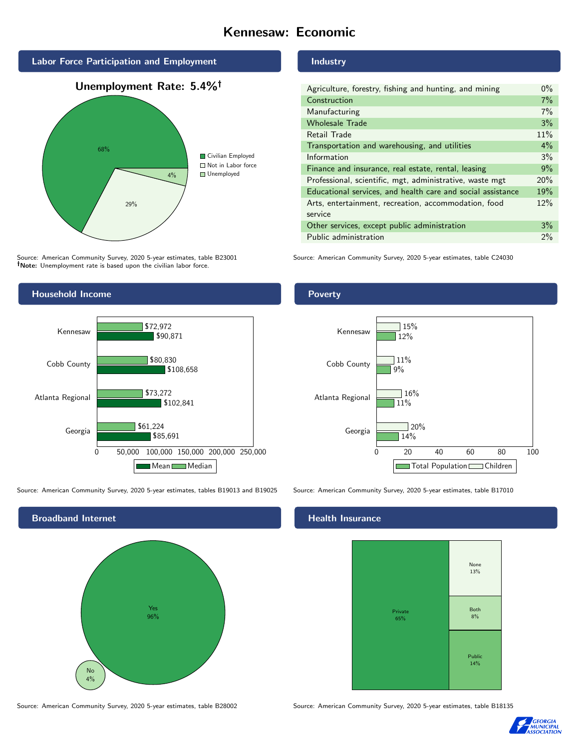# Kennesaw: Economic

## Labor Force Participation and Employment

**Unemployment Rate: 5.4%†**

68%
4%
29%

Civilian Employed
Not in Labor force
Unemployed

Source: American Community Survey, 2020 5-year estimates, table B23001
**†Note:** Unemployment rate is based upon the civilian labor force.

## Industry

| | |
|---|---|
| Agriculture, forestry, fishing and hunting, and mining | 0% |
| Construction | 7% |
| Manufacturing | 7% |
| Wholesale Trade | 3% |
| Retail Trade | 11% |
| Transportation and warehousing, and utilities | 4% |
| Information | 3% |
| Finance and insurance, real estate, rental, leasing | 9% |
| Professional, scientific, mgt, administrative, waste mgt | 20% |
| Educational services, and health care and social assistance | 19% |
| Arts, entertainment, recreation, accommodation, food service | 12% |
| Other services, except public administration | 3% |
| Public administration | 2% |

Source: American Community Survey, 2020 5-year estimates, table C24030

## Household Income

Kennesaw: $72,972 $90,871
Cobb County: $80,830 $108,658
Atlanta Regional: $73,272 $102,841
Georgia: $61,224 $85,691

0 50,000 100,000 150,000 200,000 250,000

Mean Median

Source: American Community Survey, 2020 5-year estimates, tables B19013 and B19025

## Poverty

Kennesaw: 15% 12%
Cobb County: 11% 9%
Atlanta Regional: 16% 11%
Georgia: 20% 14%

0 20 40 60 80 100

Total Population Children

Source: American Community Survey, 2020 5-year estimates, table B17010

## Broadband Internet

Yes 96%
No 4%

Source: American Community Survey, 2020 5-year estimates, table B28002

## Health Insurance

Private 65%
None 13%
Both 8%
Public 14%

Source: American Community Survey, 2020 5-year estimates, table B18135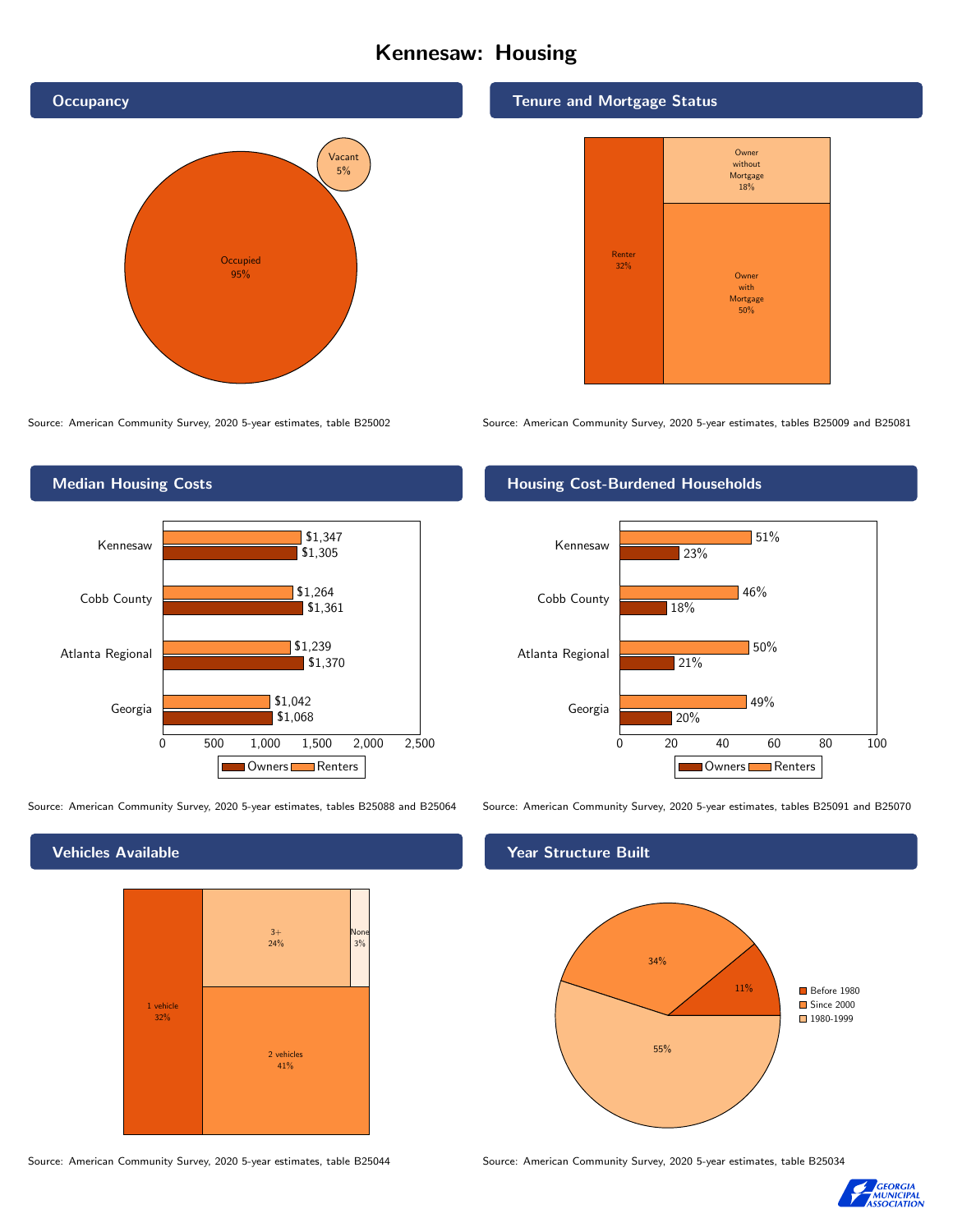# Kennesaw: Housing

## Occupancy

Occupied
95%

Vacant
5%

Source: American Community Survey, 2020 5-year estimates, table B25002

## Tenure and Mortgage Status

Renter
32%

Owner without Mortgage
18%

Owner with Mortgage
50%

Source: American Community Survey, 2020 5-year estimates, tables B25009 and B25081

## Median Housing Costs

Kennesaw
$1,347
$1,305

Cobb County
$1,264
$1,361

Atlanta Regional
$1,239
$1,370

Georgia
$1,042
$1,068

0 500 1,000 1,500 2,000 2,500

Owners Renters

Source: American Community Survey, 2020 5-year estimates, tables B25088 and B25064

## Housing Cost-Burdened Households

Kennesaw
51%
23%

Cobb County
46%
18%

Atlanta Regional
50%
21%

Georgia
49%
20%

0 20 40 60 80 100

Owners Renters

Source: American Community Survey, 2020 5-year estimates, tables B25091 and B25070

## Vehicles Available

1 vehicle
32%

3+
24%

None
3%

2 vehicles
41%

Source: American Community Survey, 2020 5-year estimates, table B25044

## Year Structure Built

34%

11%

55%

Before 1980
Since 2000
1980-1999

Source: American Community Survey, 2020 5-year estimates, table B25034

GEORGIA MUNICIPAL ASSOCIATION